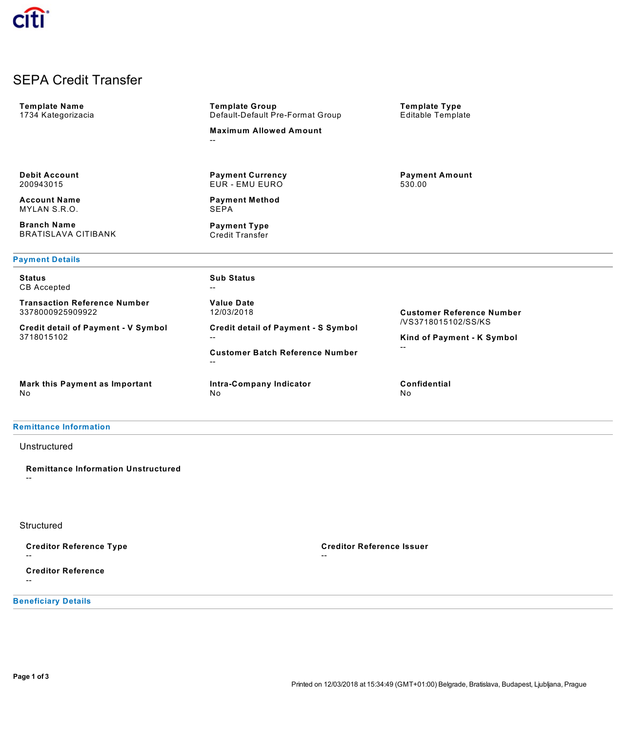citi

# SEPA Credit Transfer

**Template Name**
1734 Kategorizacia

**Template Group**
Default-Default Pre-Format Group

**Maximum Allowed Amount**
--

**Template Type**
Editable Template

**Debit Account**
200943015

**Account Name**
MYLAN S.R.O.

**Branch Name**
BRATISLAVA CITIBANK

**Payment Currency**
EUR - EMU EURO

**Payment Method**
SEPA

**Payment Type**
Credit Transfer

**Payment Amount**
530.00

## Payment Details

**Status**
CB Accepted

**Transaction Reference Number**
3378000925909922

**Credit detail of Payment - V Symbol**
3718015102

**Sub Status**
--

**Value Date**
12/03/2018

**Credit detail of Payment - S Symbol**
--

**Customer Batch Reference Number**
--

**Customer Reference Number**
/VS3718015102/SS/KS

**Kind of Payment - K Symbol**
--

**Mark this Payment as Important**
No

**Intra-Company Indicator**
No

**Confidential**
No

## Remittance Information

### Unstructured

**Remittance Information Unstructured**
--

### Structured

**Creditor Reference Type**
--

**Creditor Reference Issuer**
--

**Creditor Reference**
--

## Beneficiary Details

Printed on 12/03/2018 at 15:34:49 (GMT+01:00) Belgrade, Bratislava, Budapest, Ljubljana, Prague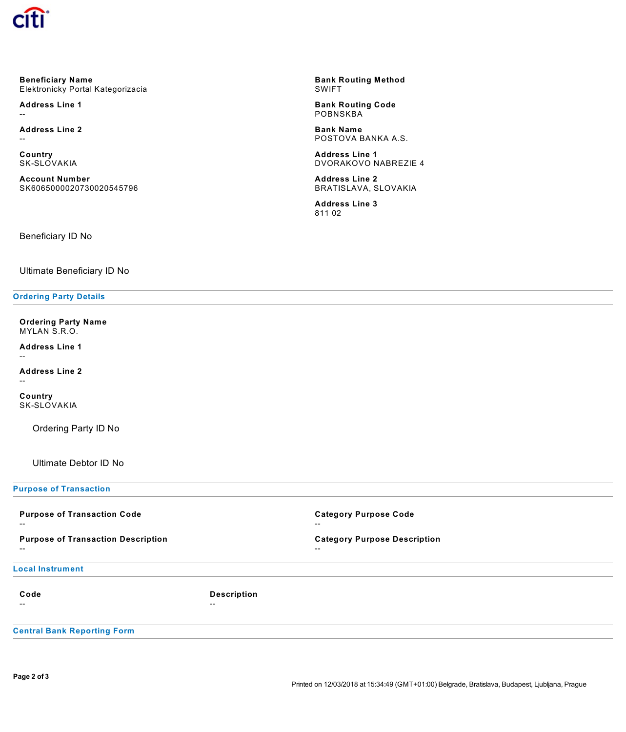**Beneficiary Name**
Elektronicky Portal Kategorizacia

**Address Line 1**
--

**Address Line 2**
--

**Country**
SK-SLOVAKIA

**Account Number**
SK6065000020730020545796

**Bank Routing Method**
SWIFT

**Bank Routing Code**
POBNSKBA

**Bank Name**
POSTOVA BANKA A.S.

**Address Line 1**
DVORAKOVO NABREZIE 4

**Address Line 2**
BRATISLAVA, SLOVAKIA

**Address Line 3**
811 02

Beneficiary ID No

Ultimate Beneficiary ID No

## Ordering Party Details

**Ordering Party Name**
MYLAN S.R.O.

**Address Line 1**
--

**Address Line 2**
--

**Country**
SK-SLOVAKIA

Ordering Party ID No

Ultimate Debtor ID No

## Purpose of Transaction

**Purpose of Transaction Code**
--

**Purpose of Transaction Description**
--

**Category Purpose Code**
--

**Category Purpose Description**
--

## Local Instrument

| Code | Description |
| --- | --- |
| -- | -- |

## Central Bank Reporting Form

Printed on 12/03/2018 at 15:34:49 (GMT+01:00) Belgrade, Bratislava, Budapest, Ljubljana, Prague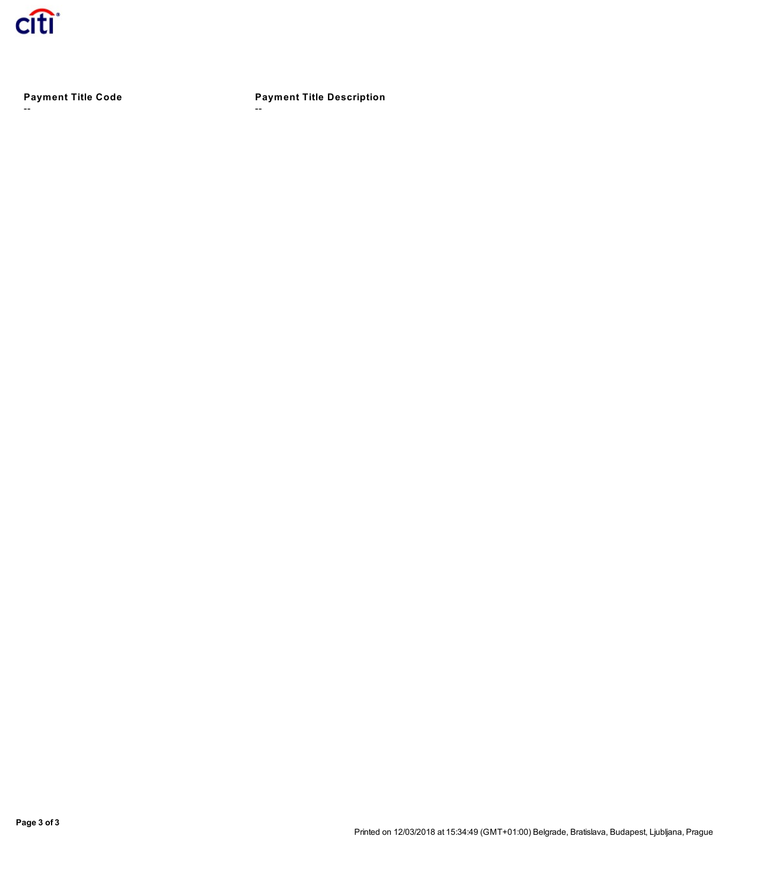| Payment Title Code | Payment Title Description |
| --- | --- |
| -- | -- |

Printed on 12/03/2018 at 15:34:49 (GMT+01:00) Belgrade, Bratislava, Budapest, Ljubljana, Prague